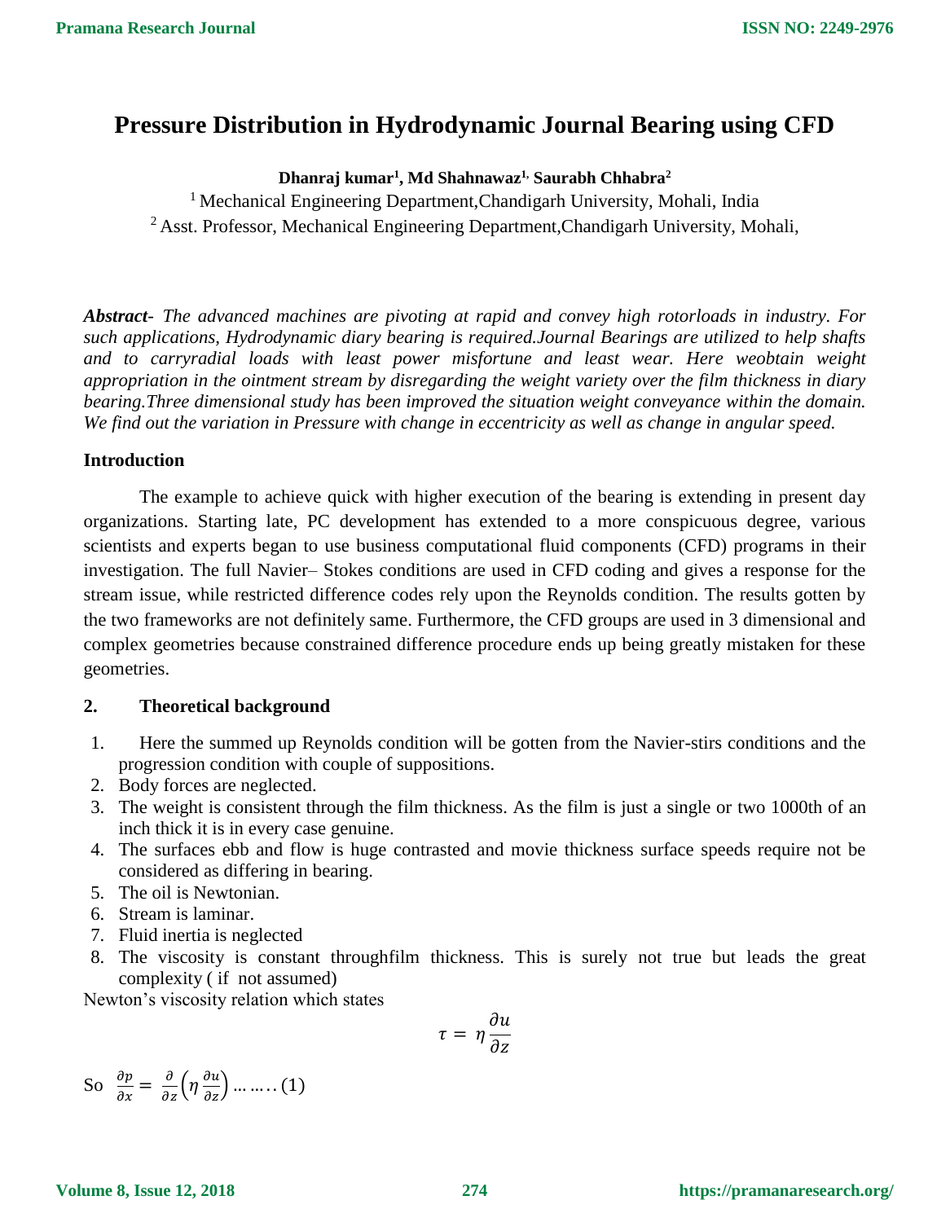# Pressure Distribution in Hydrodynamic Journal Bearing using CFD

**Dhanraj kumar[1], Md Shahnawaz[1], Saurabh Chhabra[2]**

[1] Mechanical Engineering Department,Chandigarh University, Mohali, India

[2] Asst. Professor, Mechanical Engineering Department,Chandigarh University, Mohali,

***Abstract***- *The advanced machines are pivoting at rapid and convey high rotorloads in industry. For such applications, Hydrodynamic diary bearing is required.Journal Bearings are utilized to help shafts and to carryradial loads with least power misfortune and least wear. Here weobtain weight appropriation in the ointment stream by disregarding the weight variety over the film thickness in diary bearing.Three dimensional study has been improved the situation weight conveyance within the domain. We find out the variation in Pressure with change in eccentricity as well as change in angular speed.*

## Introduction

The example to achieve quick with higher execution of the bearing is extending in present day organizations. Starting late, PC development has extended to a more conspicuous degree, various scientists and experts began to use business computational fluid components (CFD) programs in their investigation. The full Navier– Stokes conditions are used in CFD coding and gives a response for the stream issue, while restricted difference codes rely upon the Reynolds condition. The results gotten by the two frameworks are not definitely same. Furthermore, the CFD groups are used in 3 dimensional and complex geometries because constrained difference procedure ends up being greatly mistaken for these geometries.

## 2. Theoretical background

1. Here the summed up Reynolds condition will be gotten from the Navier-stirs conditions and the progression condition with couple of suppositions.
2. Body forces are neglected.
3. The weight is consistent through the film thickness. As the film is just a single or two 1000th of an inch thick it is in every case genuine.
4. The surfaces ebb and flow is huge contrasted and movie thickness surface speeds require not be considered as differing in bearing.
5. The oil is Newtonian.
6. Stream is laminar.
7. Fluid inertia is neglected
8. The viscosity is constant throughfilm thickness. This is surely not true but leads the great complexity ( if not assumed)

Newton's viscosity relation which states

$$\tau = \eta \frac{\partial u}{\partial z}$$

So $\frac{\partial p}{\partial x} = \frac{\partial}{\partial z}\left(\eta \frac{\partial u}{\partial z}\right) \ldots\ldots (1)$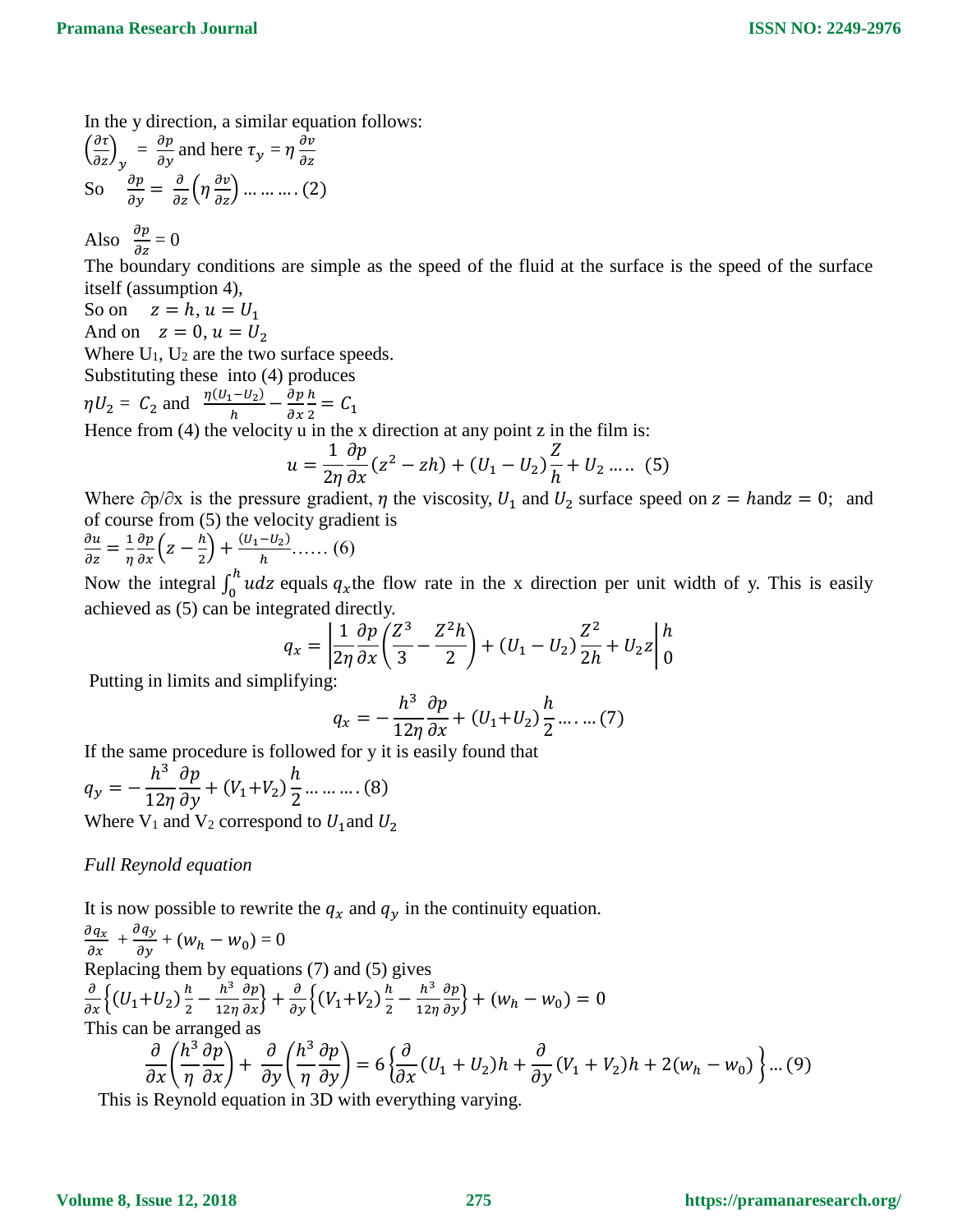In the y direction, a similar equation follows:

$\left(\frac{\partial \tau}{\partial z}\right)_y = \frac{\partial p}{\partial y}$ and here $\tau_y = \eta \frac{\partial v}{\partial z}$

So $\quad \frac{\partial p}{\partial y} = \frac{\partial}{\partial z}\left(\eta \frac{\partial v}{\partial z}\right) \ldots \ldots \ldots (2)$

Also $\frac{\partial p}{\partial z} = 0$

The boundary conditions are simple as the speed of the fluid at the surface is the speed of the surface itself (assumption 4),

So on $\quad z = h, u = U_1$

And on $\quad z = 0, u = U_2$

Where $U_1$, $U_2$ are the two surface speeds.

Substituting these into (4) produces

$\eta U_2 = C_2$ and $\frac{\eta(U_1 - U_2)}{h} - \frac{\partial p}{\partial x}\frac{h}{2} = C_1$

Hence from (4) the velocity u in the x direction at any point z in the film is:

$$u = \frac{1}{2\eta}\frac{\partial p}{\partial x}(z^2 - zh) + (U_1 - U_2)\frac{Z}{h} + U_2 \ldots\ldots (5)$$

Where $\partial p/\partial x$ is the pressure gradient, $\eta$ the viscosity, $U_1$ and $U_2$ surface speed on $z = h$ and $z = 0$; and of course from (5) the velocity gradient is

$\frac{\partial u}{\partial z} = \frac{1}{\eta}\frac{\partial p}{\partial x}\left(z - \frac{h}{2}\right) + \frac{(U_1 - U_2)}{h} \ldots\ldots (6)$

Now the integral $\int_0^h u dz$ equals $q_x$ the flow rate in the x direction per unit width of y. This is easily achieved as (5) can be integrated directly.

$$q_x = \left| \frac{1}{2\eta}\frac{\partial p}{\partial x}\left(\frac{Z^3}{3} - \frac{Z^2 h}{2}\right) + (U_1 - U_2)\frac{Z^2}{2h} + U_2 z \right|_0^h$$

Putting in limits and simplifying:

$$q_x = -\frac{h^3}{12\eta}\frac{\partial p}{\partial x} + (U_1 + U_2)\frac{h}{2} \ldots\ldots (7)$$

If the same procedure is followed for y it is easily found that

$q_y = -\frac{h^3}{12\eta}\frac{\partial p}{\partial y} + (V_1 + V_2)\frac{h}{2} \ldots \ldots \ldots (8)$

Where $V_1$ and $V_2$ correspond to $U_1$ and $U_2$

*Full Reynold equation*

It is now possible to rewrite the $q_x$ and $q_y$ in the continuity equation.

$\frac{\partial q_x}{\partial x} + \frac{\partial q_y}{\partial y} + (w_h - w_0) = 0$

Replacing them by equations (7) and (5) gives

$\frac{\partial}{\partial x}\left\{(U_1 + U_2)\frac{h}{2} - \frac{h^3}{12\eta}\frac{\partial p}{\partial x}\right\} + \frac{\partial}{\partial y}\left\{(V_1 + V_2)\frac{h}{2} - \frac{h^3}{12\eta}\frac{\partial p}{\partial y}\right\} + (w_h - w_0) = 0$

This can be arranged as

$$\frac{\partial}{\partial x}\left(\frac{h^3}{\eta}\frac{\partial p}{\partial x}\right) + \frac{\partial}{\partial y}\left(\frac{h^3}{\eta}\frac{\partial p}{\partial y}\right) = 6\left\{\frac{\partial}{\partial x}(U_1 + U_2)h + \frac{\partial}{\partial y}(V_1 + V_2)h + 2(w_h - w_0)\right\} \ldots (9)$$

This is Reynold equation in 3D with everything varying.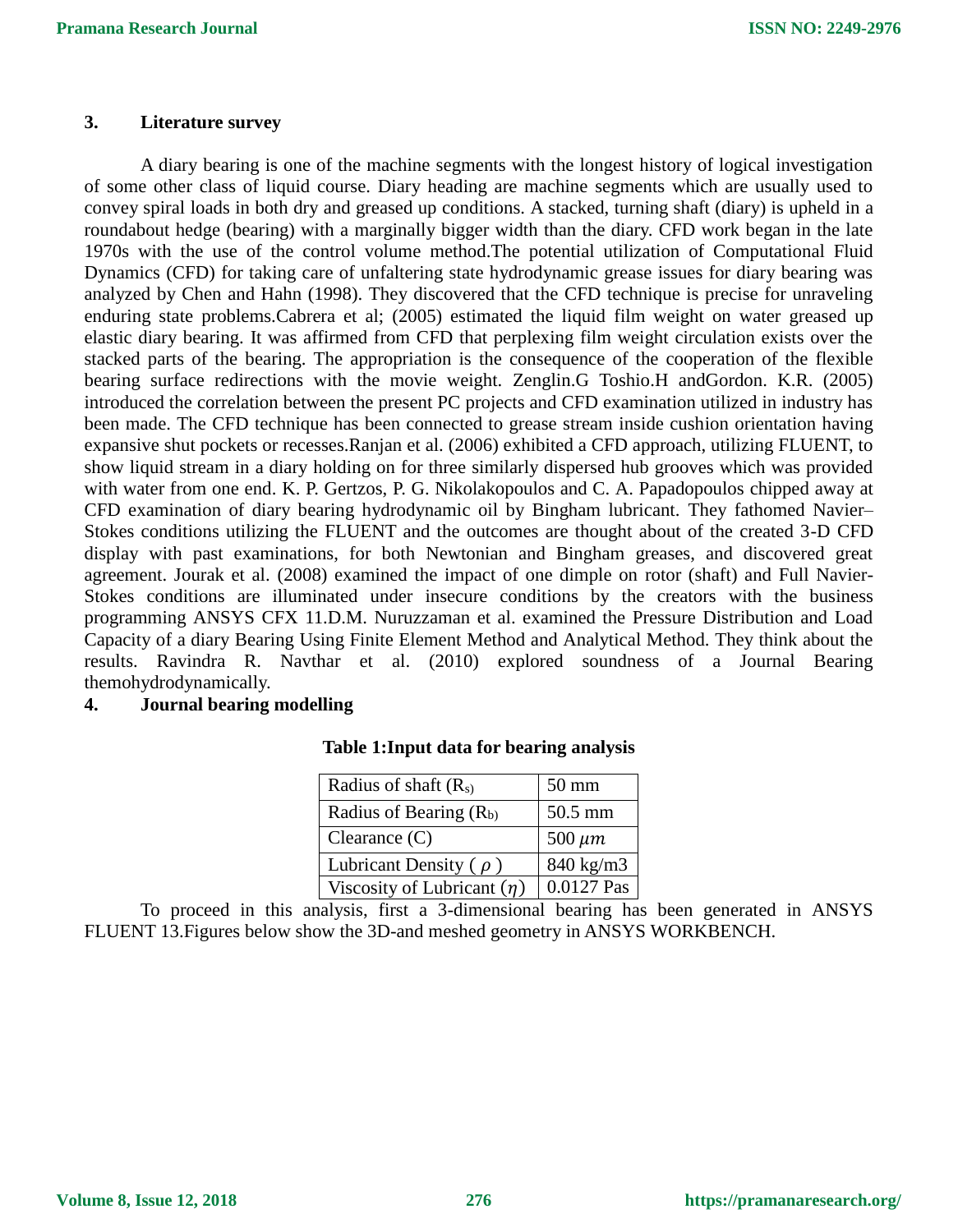## 3. Literature survey

A diary bearing is one of the machine segments with the longest history of logical investigation of some other class of liquid course. Diary heading are machine segments which are usually used to convey spiral loads in both dry and greased up conditions. A stacked, turning shaft (diary) is upheld in a roundabout hedge (bearing) with a marginally bigger width than the diary. CFD work began in the late 1970s with the use of the control volume method.The potential utilization of Computational Fluid Dynamics (CFD) for taking care of unfaltering state hydrodynamic grease issues for diary bearing was analyzed by Chen and Hahn (1998). They discovered that the CFD technique is precise for unraveling enduring state problems.Cabrera et al; (2005) estimated the liquid film weight on water greased up elastic diary bearing. It was affirmed from CFD that perplexing film weight circulation exists over the stacked parts of the bearing. The appropriation is the consequence of the cooperation of the flexible bearing surface redirections with the movie weight. Zenglin.G Toshio.H andGordon. K.R. (2005) introduced the correlation between the present PC projects and CFD examination utilized in industry has been made. The CFD technique has been connected to grease stream inside cushion orientation having expansive shut pockets or recesses.Ranjan et al. (2006) exhibited a CFD approach, utilizing FLUENT, to show liquid stream in a diary holding on for three similarly dispersed hub grooves which was provided with water from one end. K. P. Gertzos, P. G. Nikolakopoulos and C. A. Papadopoulos chipped away at CFD examination of diary bearing hydrodynamic oil by Bingham lubricant. They fathomed Navier–Stokes conditions utilizing the FLUENT and the outcomes are thought about of the created 3-D CFD display with past examinations, for both Newtonian and Bingham greases, and discovered great agreement. Jourak et al. (2008) examined the impact of one dimple on rotor (shaft) and Full Navier-Stokes conditions are illuminated under insecure conditions by the creators with the business programming ANSYS CFX 11.D.M. Nuruzzaman et al. examined the Pressure Distribution and Load Capacity of a diary Bearing Using Finite Element Method and Analytical Method. They think about the results. Ravindra R. Navthar et al. (2010) explored soundness of a Journal Bearing themohydrodynamically.

## 4. Journal bearing modelling

**Table 1:Input data for bearing analysis**

| Parameter | Value |
|---|---|
| Radius of shaft ($R_s$) | 50 mm |
| Radius of Bearing ($R_b$) | 50.5 mm |
| Clearance (C) | 500 $\mu m$ |
| Lubricant Density ( $\rho$ ) | 840 kg/m3 |
| Viscosity of Lubricant ($\eta$) | 0.0127 Pas |

To proceed in this analysis, first a 3-dimensional bearing has been generated in ANSYS FLUENT 13.Figures below show the 3D-and meshed geometry in ANSYS WORKBENCH.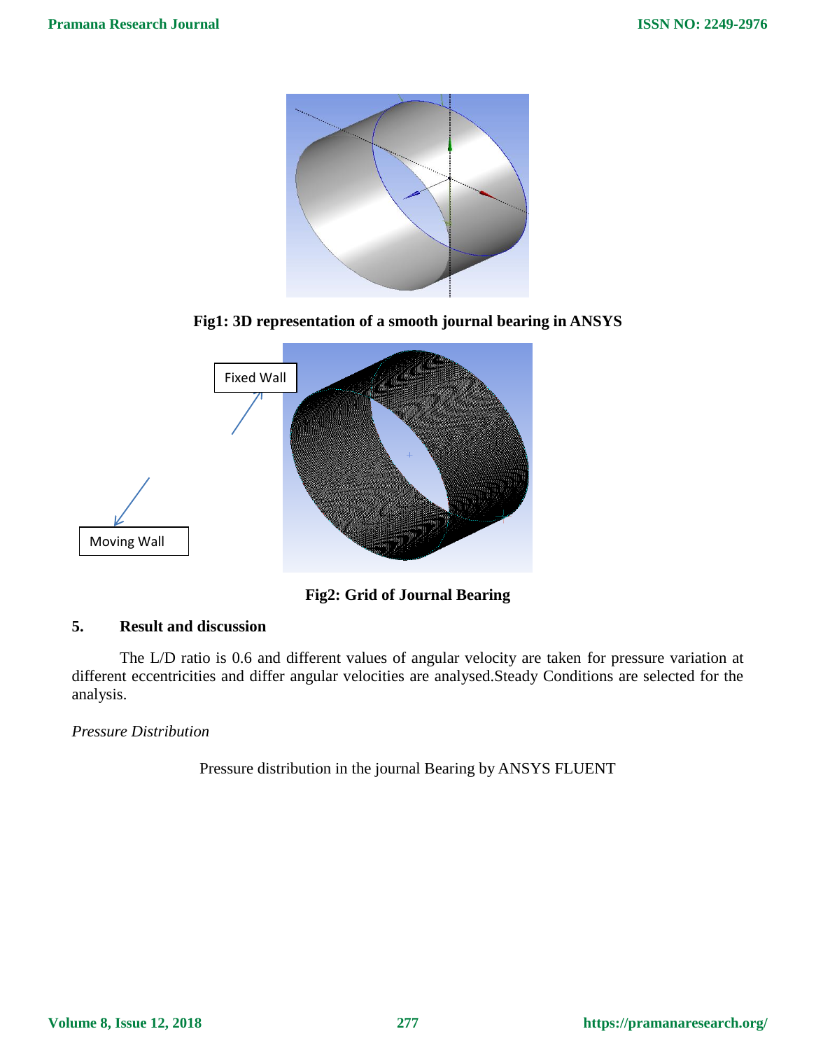Fig1: 3D representation of a smooth journal bearing in ANSYS

Fixed Wall

Moving Wall

Fig2: Grid of Journal Bearing

## 5. Result and discussion

The L/D ratio is 0.6 and different values of angular velocity are taken for pressure variation at different eccentricities and differ angular velocities are analysed.Steady Conditions are selected for the analysis.

*Pressure Distribution*

Pressure distribution in the journal Bearing by ANSYS FLUENT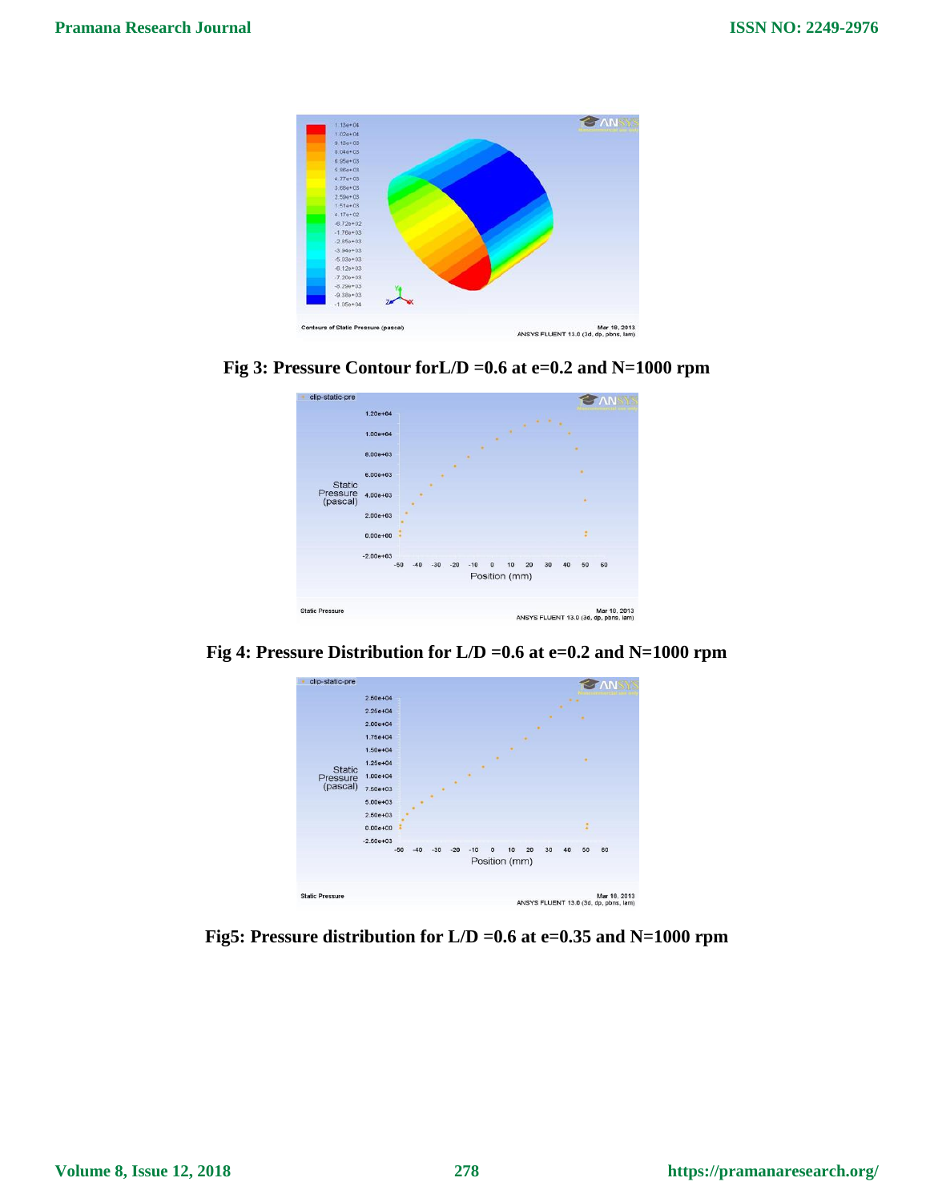Fig 3: Pressure Contour forL/D =0.6 at e=0.2 and N=1000 rpm

Fig 4: Pressure Distribution for L/D =0.6 at e=0.2 and N=1000 rpm

Fig5: Pressure distribution for L/D =0.6 at e=0.35 and N=1000 rpm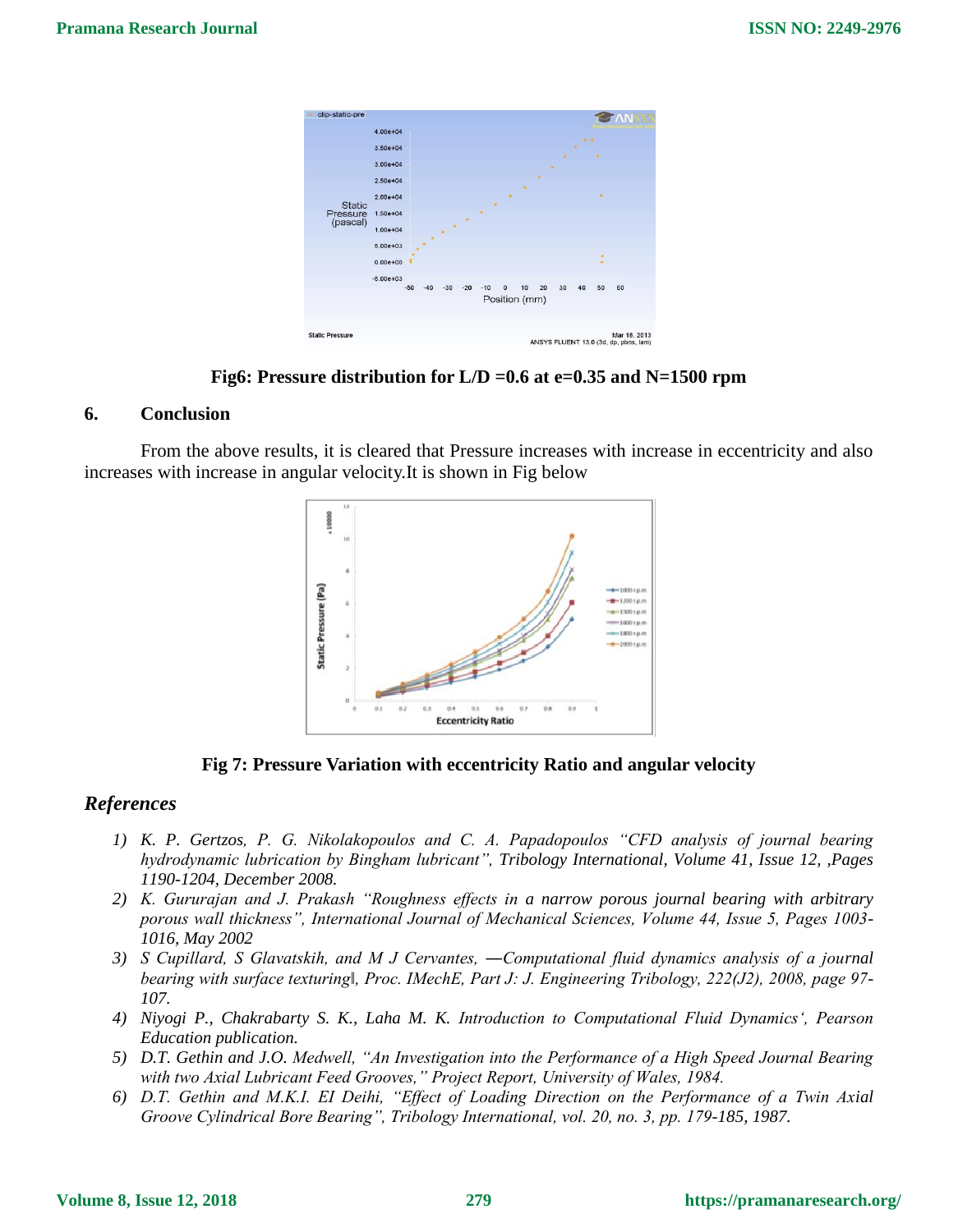Fig6: Pressure distribution for L/D =0.6 at e=0.35 and N=1500 rpm

## 6. Conclusion

From the above results, it is cleared that Pressure increases with increase in eccentricity and also increases with increase in angular velocity.It is shown in Fig below

Fig 7: Pressure Variation with eccentricity Ratio and angular velocity

## *References*

1) *K. P. Gertzos, P. G. Nikolakopoulos and C. A. Papadopoulos "CFD analysis of journal bearing hydrodynamic lubrication by Bingham lubricant", Tribology International, Volume 41, Issue 12, ,Pages 1190-1204, December 2008.*
2) *K. Gururajan and J. Prakash "Roughness effects in a narrow porous journal bearing with arbitrary porous wall thickness", International Journal of Mechanical Sciences, Volume 44, Issue 5, Pages 1003-1016, May 2002*
3) *S Cupillard, S Glavatskih, and M J Cervantes, ―Computational fluid dynamics analysis of a journal bearing with surface texturing‖, Proc. IMechE, Part J: J. Engineering Tribology, 222(J2), 2008, page 97-107.*
4) *Niyogi P., Chakrabarty S. K., Laha M. K. Introduction to Computational Fluid Dynamics', Pearson Education publication.*
5) *D.T. Gethin and J.O. Medwell, "An Investigation into the Performance of a High Speed Journal Bearing with two Axial Lubricant Feed Grooves," Project Report, University of Wales, 1984.*
6) *D.T. Gethin and M.K.I. EI Deihi, "Effect of Loading Direction on the Performance of a Twin Axial Groove Cylindrical Bore Bearing", Tribology International, vol. 20, no. 3, pp. 179-185, 1987.*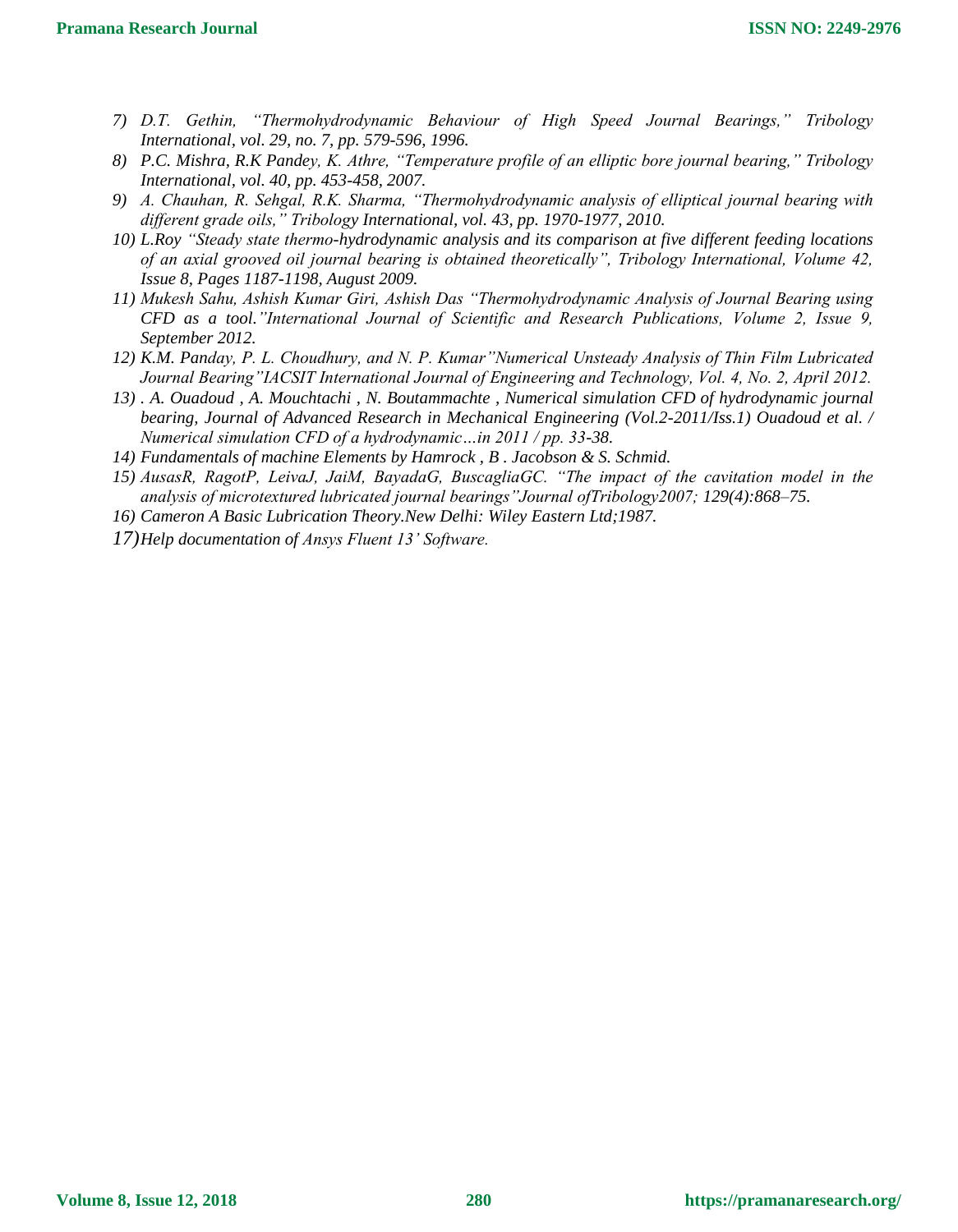7) *D.T. Gethin, "Thermohydrodynamic Behaviour of High Speed Journal Bearings," Tribology International, vol. 29, no. 7, pp. 579-596, 1996.*
8) *P.C. Mishra, R.K Pandey, K. Athre, "Temperature profile of an elliptic bore journal bearing," Tribology International, vol. 40, pp. 453-458, 2007.*
9) *A. Chauhan, R. Sehgal, R.K. Sharma, "Thermohydrodynamic analysis of elliptical journal bearing with different grade oils," Tribology International, vol. 43, pp. 1970-1977, 2010.*
10) *L.Roy "Steady state thermo-hydrodynamic analysis and its comparison at five different feeding locations of an axial grooved oil journal bearing is obtained theoretically", Tribology International, Volume 42, Issue 8, Pages 1187-1198, August 2009.*
11) *Mukesh Sahu, Ashish Kumar Giri, Ashish Das "Thermohydrodynamic Analysis of Journal Bearing using CFD as a tool."International Journal of Scientific and Research Publications, Volume 2, Issue 9, September 2012.*
12) *K.M. Panday, P. L. Choudhury, and N. P. Kumar"Numerical Unsteady Analysis of Thin Film Lubricated Journal Bearing"IACSIT International Journal of Engineering and Technology, Vol. 4, No. 2, April 2012.*
13) *. A. Ouadoud , A. Mouchtachi , N. Boutammachte , Numerical simulation CFD of hydrodynamic journal bearing, Journal of Advanced Research in Mechanical Engineering (Vol.2-2011/Iss.1) Ouadoud et al. / Numerical simulation CFD of a hydrodynamic…in 2011 / pp. 33-38.*
14) *Fundamentals of machine Elements by Hamrock , B . Jacobson & S. Schmid.*
15) *AusasR, RagotP, LeivaJ, JaiM, BayadaG, BuscagliaGC. "The impact of the cavitation model in the analysis of microtextured lubricated journal bearings"Journal ofTribology2007; 129(4):868–75.*
16) *Cameron A Basic Lubrication Theory.New Delhi: Wiley Eastern Ltd;1987.*
17) *Help documentation of Ansys Fluent 13' Software.*